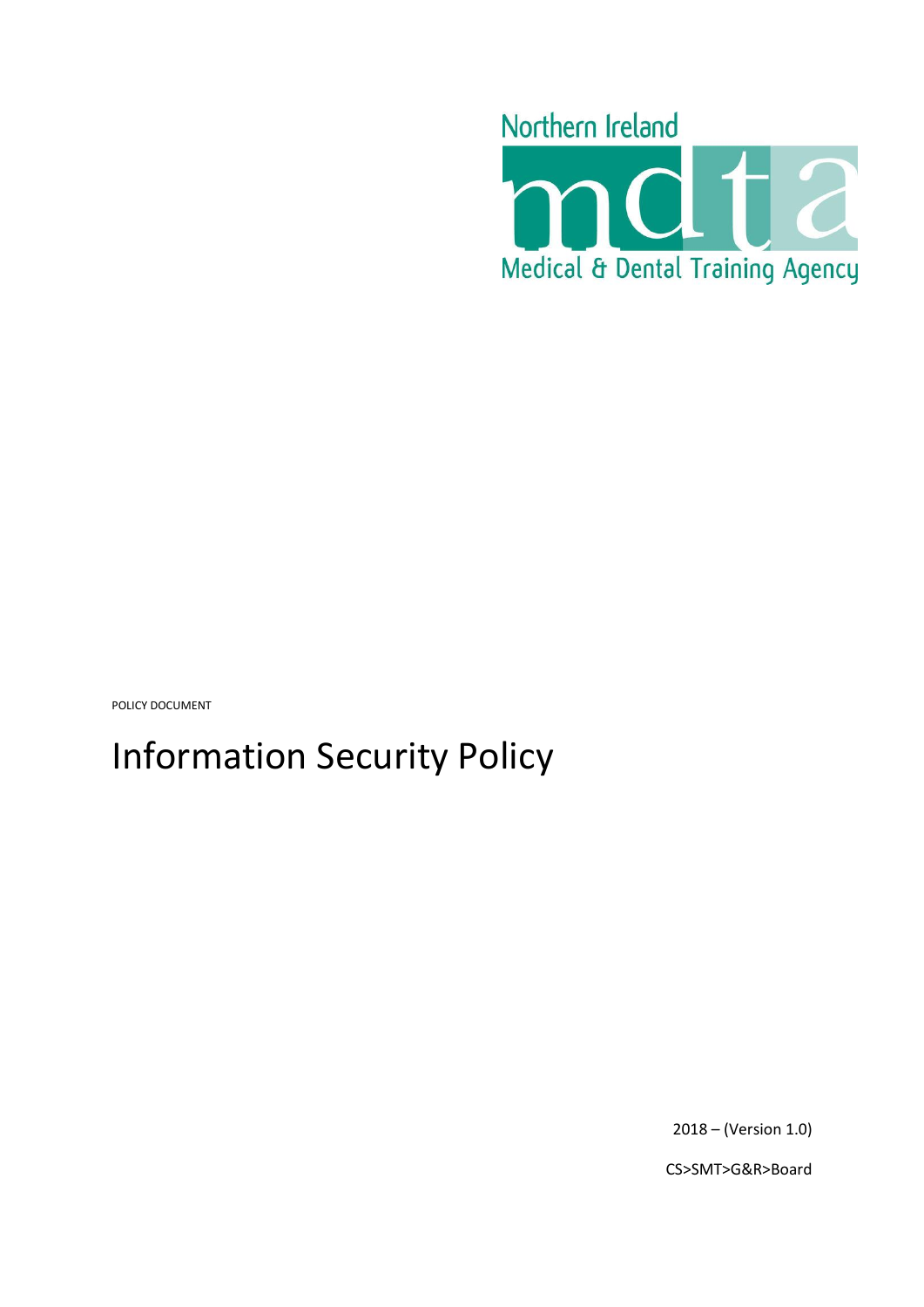Northern Ireland

mdta

Medical & Dental Training Agency

POLICY DOCUMENT

# Information Security Policy

2018 – (Version 1.0)

CS>SMT>G&R>Board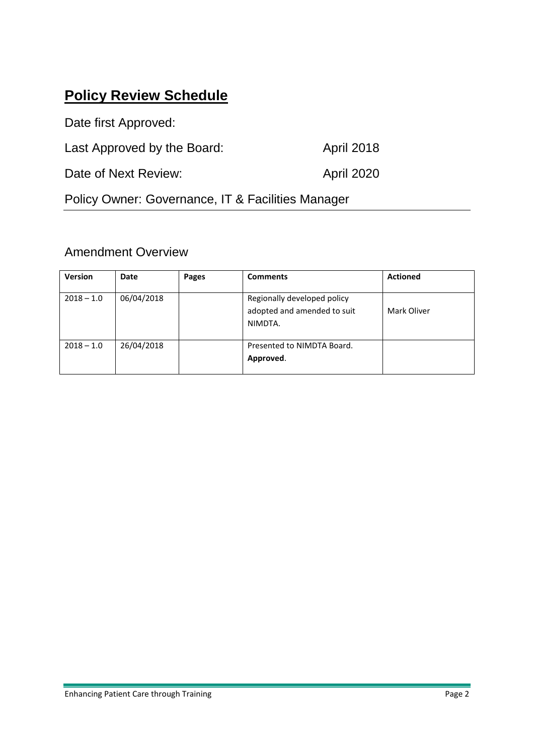# Policy Review Schedule

Date first Approved:

Last Approved by the Board: April 2018

Date of Next Review: April 2020

Policy Owner: Governance, IT & Facilities Manager

## Amendment Overview

| Version | Date | Pages | Comments | Actioned |
|---|---|---|---|---|
| 2018 – 1.0 | 06/04/2018 | | Regionally developed policy adopted and amended to suit NIMDTA. | Mark Oliver |
| 2018 – 1.0 | 26/04/2018 | | Presented to NIMDTA Board. **Approved**. | |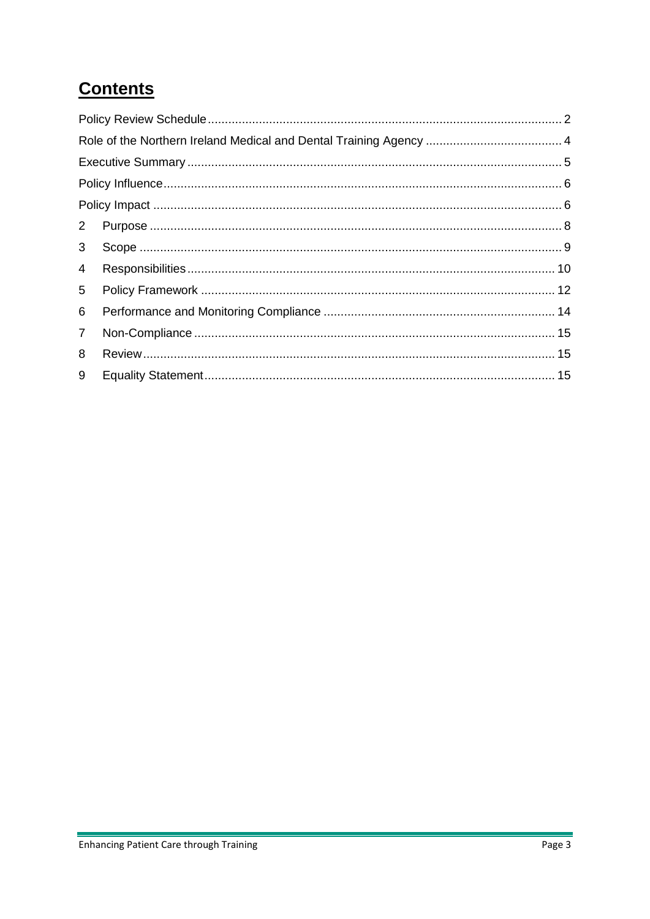# Contents

- Policy Review Schedule ........ 2
- Role of the Northern Ireland Medical and Dental Training Agency ........ 4
- Executive Summary ........ 5
- Policy Influence ........ 6
- Policy Impact ........ 6
- 2 Purpose ........ 8
- 3 Scope ........ 9
- 4 Responsibilities ........ 10
- 5 Policy Framework ........ 12
- 6 Performance and Monitoring Compliance ........ 14
- 7 Non-Compliance ........ 15
- 8 Review ........ 15
- 9 Equality Statement ........ 15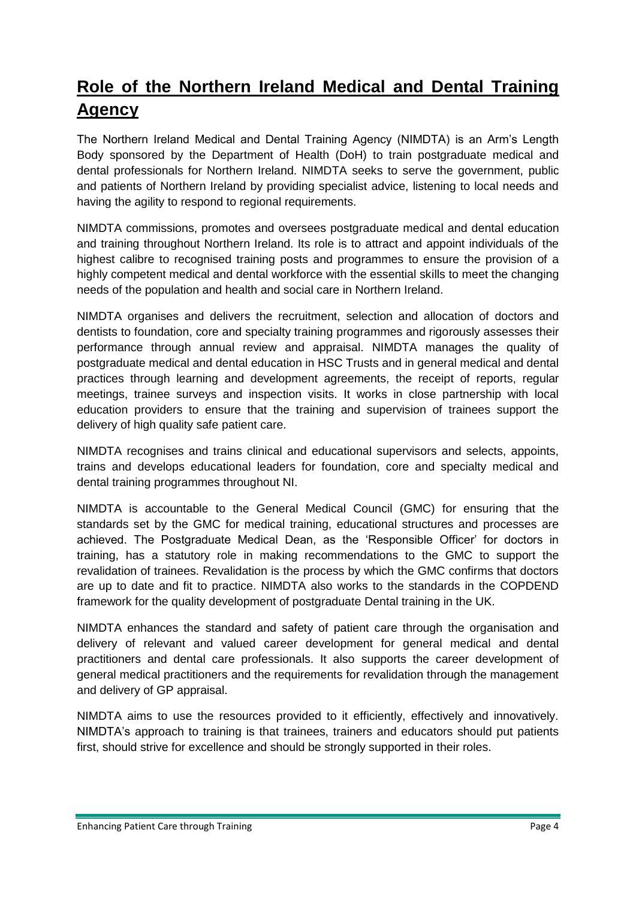# Role of the Northern Ireland Medical and Dental Training Agency

The Northern Ireland Medical and Dental Training Agency (NIMDTA) is an Arm's Length Body sponsored by the Department of Health (DoH) to train postgraduate medical and dental professionals for Northern Ireland. NIMDTA seeks to serve the government, public and patients of Northern Ireland by providing specialist advice, listening to local needs and having the agility to respond to regional requirements.

NIMDTA commissions, promotes and oversees postgraduate medical and dental education and training throughout Northern Ireland. Its role is to attract and appoint individuals of the highest calibre to recognised training posts and programmes to ensure the provision of a highly competent medical and dental workforce with the essential skills to meet the changing needs of the population and health and social care in Northern Ireland.

NIMDTA organises and delivers the recruitment, selection and allocation of doctors and dentists to foundation, core and specialty training programmes and rigorously assesses their performance through annual review and appraisal. NIMDTA manages the quality of postgraduate medical and dental education in HSC Trusts and in general medical and dental practices through learning and development agreements, the receipt of reports, regular meetings, trainee surveys and inspection visits. It works in close partnership with local education providers to ensure that the training and supervision of trainees support the delivery of high quality safe patient care.

NIMDTA recognises and trains clinical and educational supervisors and selects, appoints, trains and develops educational leaders for foundation, core and specialty medical and dental training programmes throughout NI.

NIMDTA is accountable to the General Medical Council (GMC) for ensuring that the standards set by the GMC for medical training, educational structures and processes are achieved. The Postgraduate Medical Dean, as the 'Responsible Officer' for doctors in training, has a statutory role in making recommendations to the GMC to support the revalidation of trainees. Revalidation is the process by which the GMC confirms that doctors are up to date and fit to practice. NIMDTA also works to the standards in the COPDEND framework for the quality development of postgraduate Dental training in the UK.

NIMDTA enhances the standard and safety of patient care through the organisation and delivery of relevant and valued career development for general medical and dental practitioners and dental care professionals. It also supports the career development of general medical practitioners and the requirements for revalidation through the management and delivery of GP appraisal.

NIMDTA aims to use the resources provided to it efficiently, effectively and innovatively. NIMDTA's approach to training is that trainees, trainers and educators should put patients first, should strive for excellence and should be strongly supported in their roles.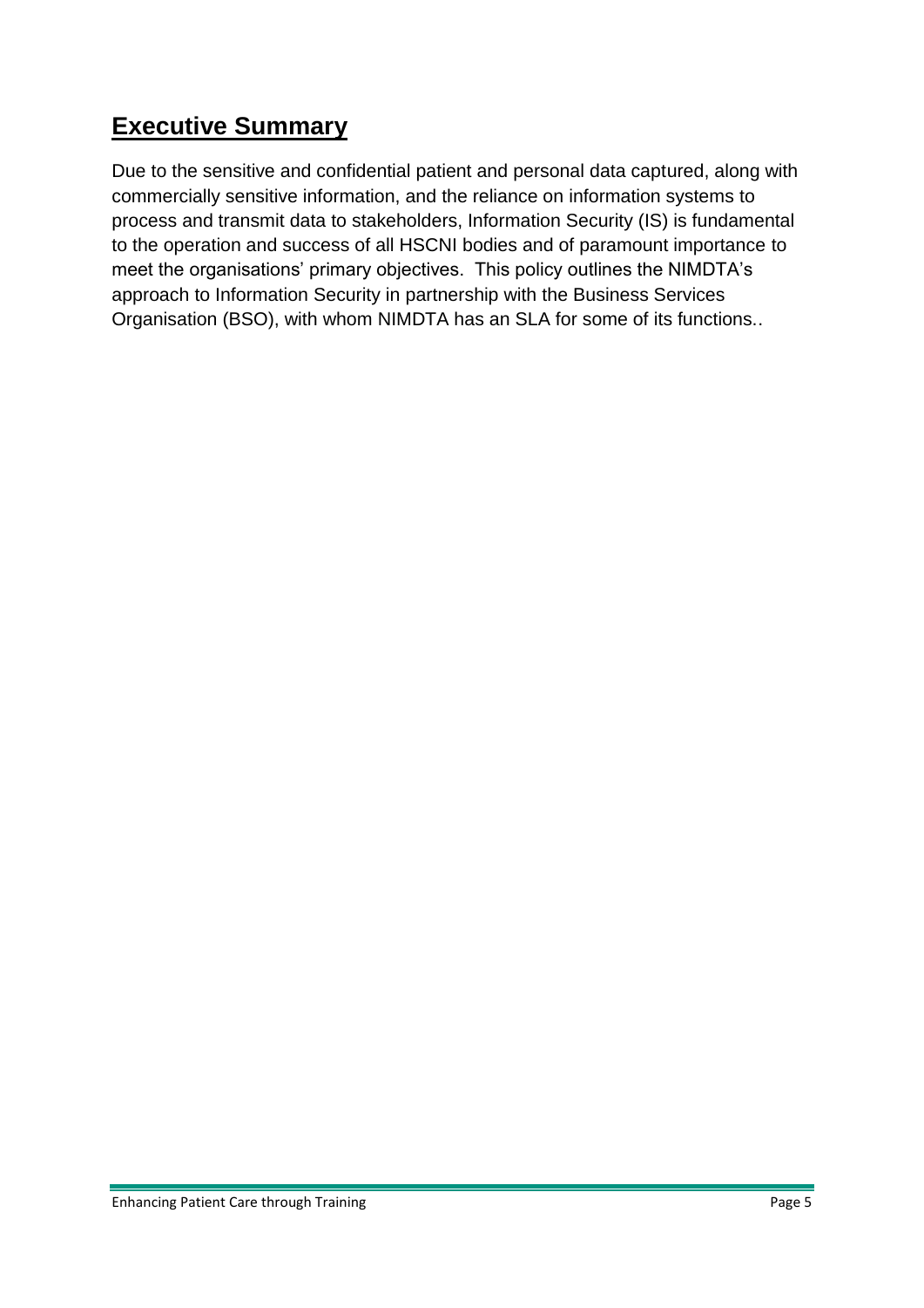## Executive Summary

Due to the sensitive and confidential patient and personal data captured, along with commercially sensitive information, and the reliance on information systems to process and transmit data to stakeholders, Information Security (IS) is fundamental to the operation and success of all HSCNI bodies and of paramount importance to meet the organisations' primary objectives. This policy outlines the NIMDTA's approach to Information Security in partnership with the Business Services Organisation (BSO), with whom NIMDTA has an SLA for some of its functions..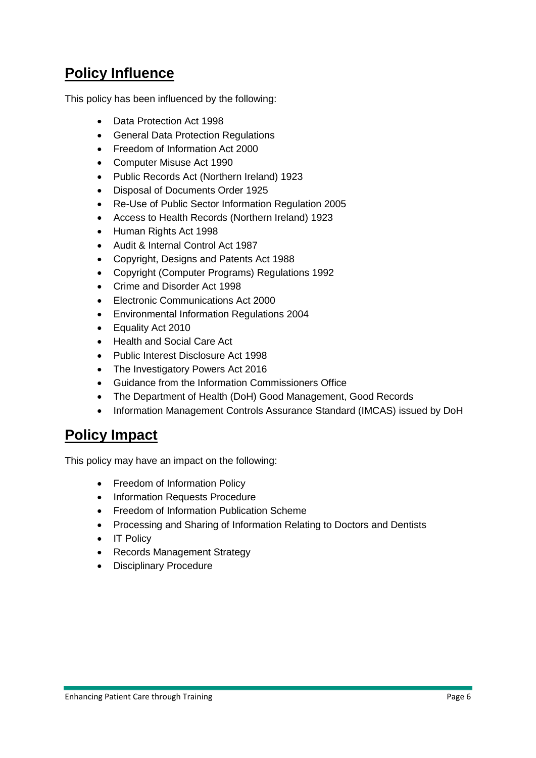## Policy Influence

This policy has been influenced by the following:

- Data Protection Act 1998
- General Data Protection Regulations
- Freedom of Information Act 2000
- Computer Misuse Act 1990
- Public Records Act (Northern Ireland) 1923
- Disposal of Documents Order 1925
- Re-Use of Public Sector Information Regulation 2005
- Access to Health Records (Northern Ireland) 1923
- Human Rights Act 1998
- Audit & Internal Control Act 1987
- Copyright, Designs and Patents Act 1988
- Copyright (Computer Programs) Regulations 1992
- Crime and Disorder Act 1998
- Electronic Communications Act 2000
- Environmental Information Regulations 2004
- Equality Act 2010
- Health and Social Care Act
- Public Interest Disclosure Act 1998
- The Investigatory Powers Act 2016
- Guidance from the Information Commissioners Office
- The Department of Health (DoH) Good Management, Good Records
- Information Management Controls Assurance Standard (IMCAS) issued by DoH

## Policy Impact

This policy may have an impact on the following:

- Freedom of Information Policy
- Information Requests Procedure
- Freedom of Information Publication Scheme
- Processing and Sharing of Information Relating to Doctors and Dentists
- IT Policy
- Records Management Strategy
- Disciplinary Procedure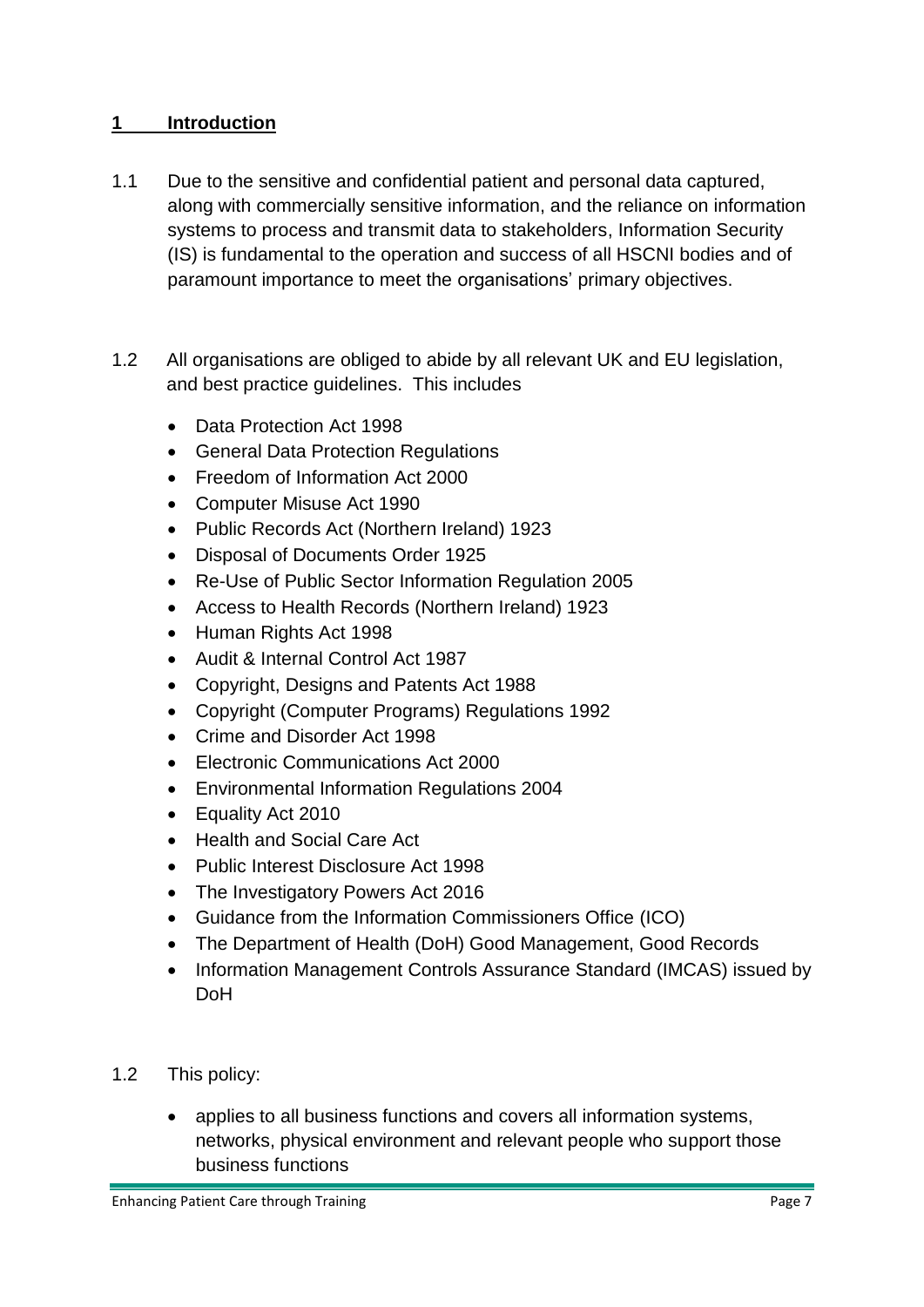## 1 Introduction

1.1 Due to the sensitive and confidential patient and personal data captured, along with commercially sensitive information, and the reliance on information systems to process and transmit data to stakeholders, Information Security (IS) is fundamental to the operation and success of all HSCNI bodies and of paramount importance to meet the organisations' primary objectives.

1.2 All organisations are obliged to abide by all relevant UK and EU legislation, and best practice guidelines. This includes

- Data Protection Act 1998
- General Data Protection Regulations
- Freedom of Information Act 2000
- Computer Misuse Act 1990
- Public Records Act (Northern Ireland) 1923
- Disposal of Documents Order 1925
- Re-Use of Public Sector Information Regulation 2005
- Access to Health Records (Northern Ireland) 1923
- Human Rights Act 1998
- Audit & Internal Control Act 1987
- Copyright, Designs and Patents Act 1988
- Copyright (Computer Programs) Regulations 1992
- Crime and Disorder Act 1998
- Electronic Communications Act 2000
- Environmental Information Regulations 2004
- Equality Act 2010
- Health and Social Care Act
- Public Interest Disclosure Act 1998
- The Investigatory Powers Act 2016
- Guidance from the Information Commissioners Office (ICO)
- The Department of Health (DoH) Good Management, Good Records
- Information Management Controls Assurance Standard (IMCAS) issued by DoH

1.2 This policy:

- applies to all business functions and covers all information systems, networks, physical environment and relevant people who support those business functions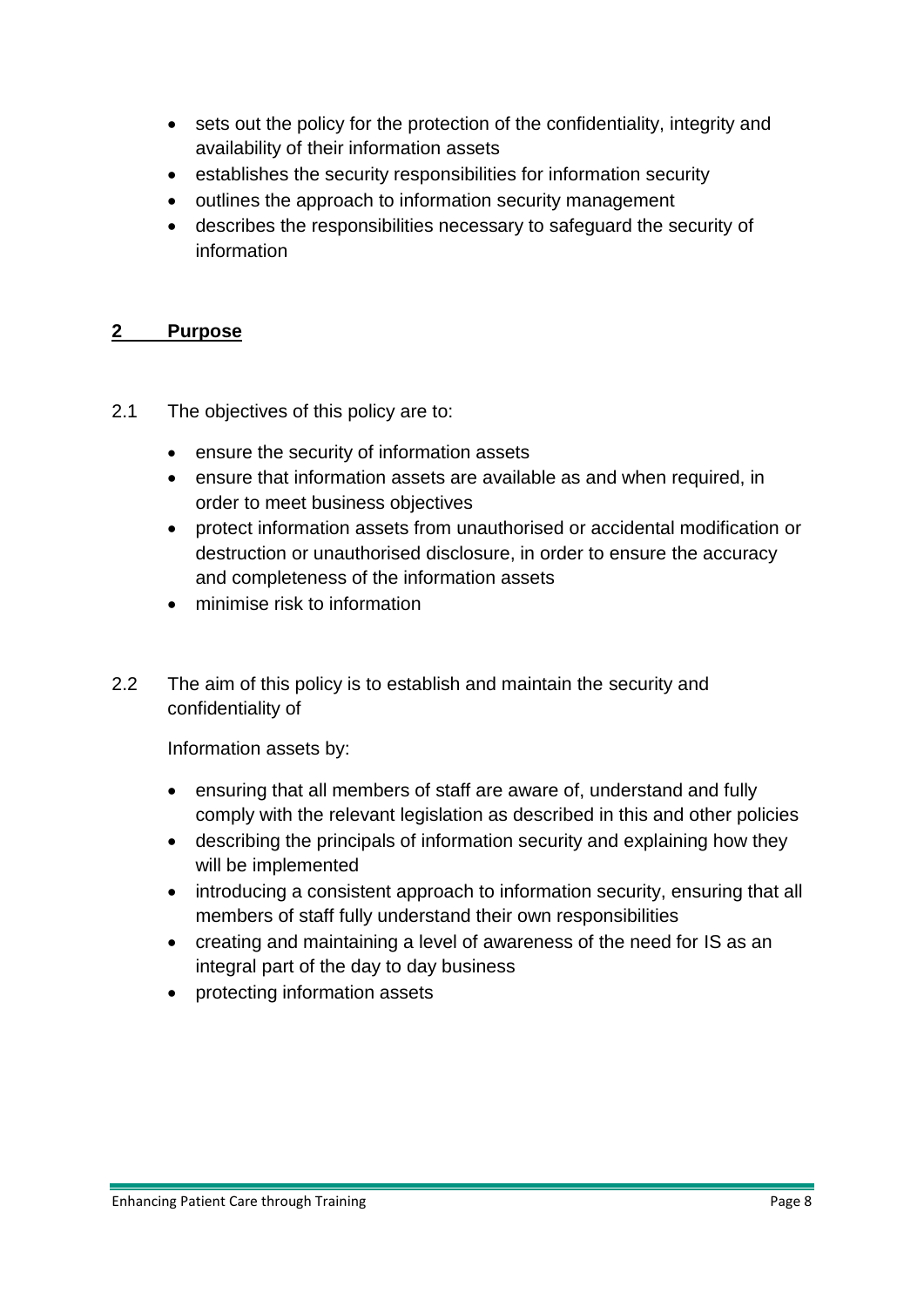- sets out the policy for the protection of the confidentiality, integrity and availability of their information assets
- establishes the security responsibilities for information security
- outlines the approach to information security management
- describes the responsibilities necessary to safeguard the security of information

## 2 Purpose

2.1 The objectives of this policy are to:

- ensure the security of information assets
- ensure that information assets are available as and when required, in order to meet business objectives
- protect information assets from unauthorised or accidental modification or destruction or unauthorised disclosure, in order to ensure the accuracy and completeness of the information assets
- minimise risk to information

2.2 The aim of this policy is to establish and maintain the security and confidentiality of

Information assets by:

- ensuring that all members of staff are aware of, understand and fully comply with the relevant legislation as described in this and other policies
- describing the principals of information security and explaining how they will be implemented
- introducing a consistent approach to information security, ensuring that all members of staff fully understand their own responsibilities
- creating and maintaining a level of awareness of the need for IS as an integral part of the day to day business
- protecting information assets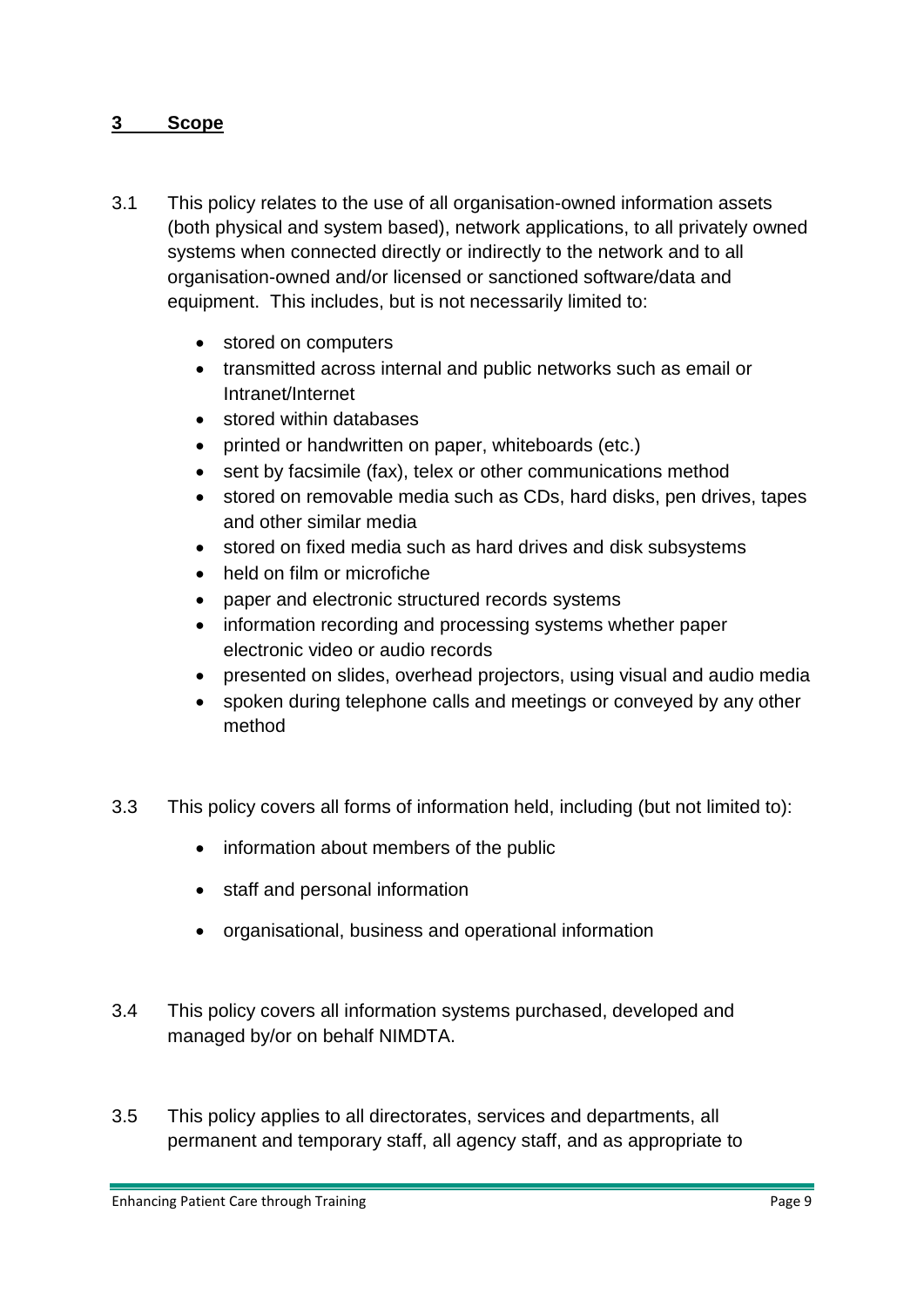## 3 Scope

3.1 This policy relates to the use of all organisation-owned information assets (both physical and system based), network applications, to all privately owned systems when connected directly or indirectly to the network and to all organisation-owned and/or licensed or sanctioned software/data and equipment. This includes, but is not necessarily limited to:

- stored on computers
- transmitted across internal and public networks such as email or Intranet/Internet
- stored within databases
- printed or handwritten on paper, whiteboards (etc.)
- sent by facsimile (fax), telex or other communications method
- stored on removable media such as CDs, hard disks, pen drives, tapes and other similar media
- stored on fixed media such as hard drives and disk subsystems
- held on film or microfiche
- paper and electronic structured records systems
- information recording and processing systems whether paper electronic video or audio records
- presented on slides, overhead projectors, using visual and audio media
- spoken during telephone calls and meetings or conveyed by any other method

3.3 This policy covers all forms of information held, including (but not limited to):

- information about members of the public
- staff and personal information
- organisational, business and operational information

3.4 This policy covers all information systems purchased, developed and managed by/or on behalf NIMDTA.

3.5 This policy applies to all directorates, services and departments, all permanent and temporary staff, all agency staff, and as appropriate to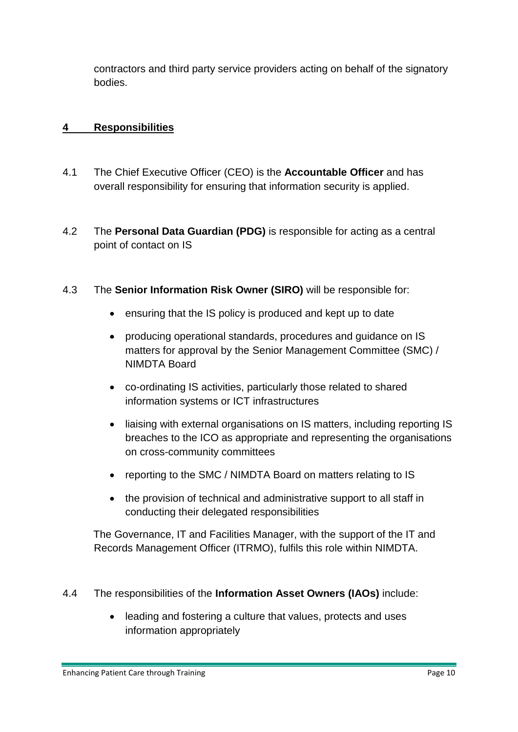contractors and third party service providers acting on behalf of the signatory bodies.

## 4 Responsibilities

4.1 The Chief Executive Officer (CEO) is the **Accountable Officer** and has overall responsibility for ensuring that information security is applied.

4.2 The **Personal Data Guardian (PDG)** is responsible for acting as a central point of contact on IS

4.3 The **Senior Information Risk Owner (SIRO)** will be responsible for:

- ensuring that the IS policy is produced and kept up to date
- producing operational standards, procedures and guidance on IS matters for approval by the Senior Management Committee (SMC) / NIMDTA Board
- co-ordinating IS activities, particularly those related to shared information systems or ICT infrastructures
- liaising with external organisations on IS matters, including reporting IS breaches to the ICO as appropriate and representing the organisations on cross-community committees
- reporting to the SMC / NIMDTA Board on matters relating to IS
- the provision of technical and administrative support to all staff in conducting their delegated responsibilities

The Governance, IT and Facilities Manager, with the support of the IT and Records Management Officer (ITRMO), fulfils this role within NIMDTA.

4.4 The responsibilities of the **Information Asset Owners (IAOs)** include:

- leading and fostering a culture that values, protects and uses information appropriately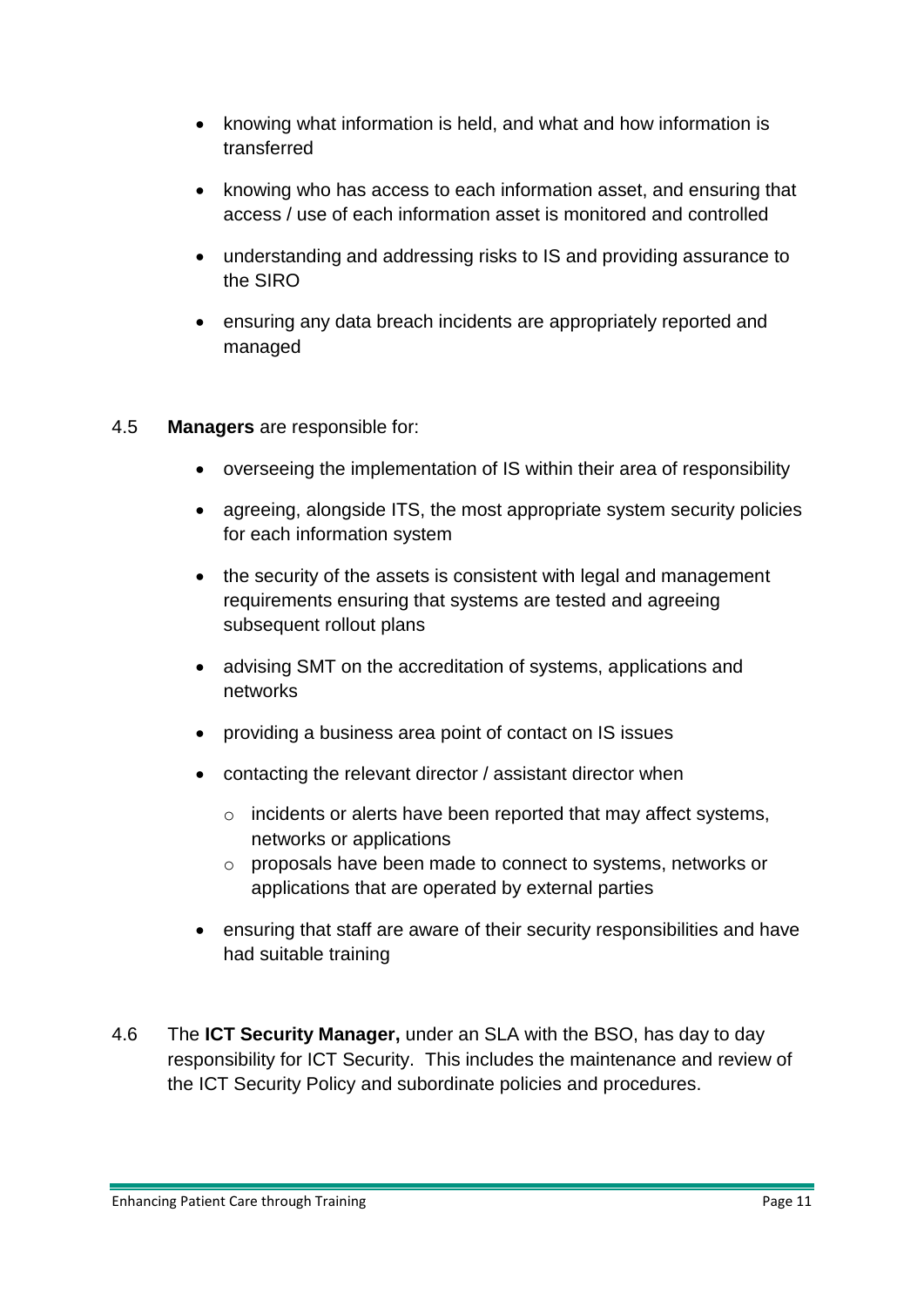- knowing what information is held, and what and how information is transferred
- knowing who has access to each information asset, and ensuring that access / use of each information asset is monitored and controlled
- understanding and addressing risks to IS and providing assurance to the SIRO
- ensuring any data breach incidents are appropriately reported and managed

4.5 **Managers** are responsible for:

- overseeing the implementation of IS within their area of responsibility
- agreeing, alongside ITS, the most appropriate system security policies for each information system
- the security of the assets is consistent with legal and management requirements ensuring that systems are tested and agreeing subsequent rollout plans
- advising SMT on the accreditation of systems, applications and networks
- providing a business area point of contact on IS issues
- contacting the relevant director / assistant director when
  - incidents or alerts have been reported that may affect systems, networks or applications
  - proposals have been made to connect to systems, networks or applications that are operated by external parties
- ensuring that staff are aware of their security responsibilities and have had suitable training

4.6 The **ICT Security Manager,** under an SLA with the BSO, has day to day responsibility for ICT Security. This includes the maintenance and review of the ICT Security Policy and subordinate policies and procedures.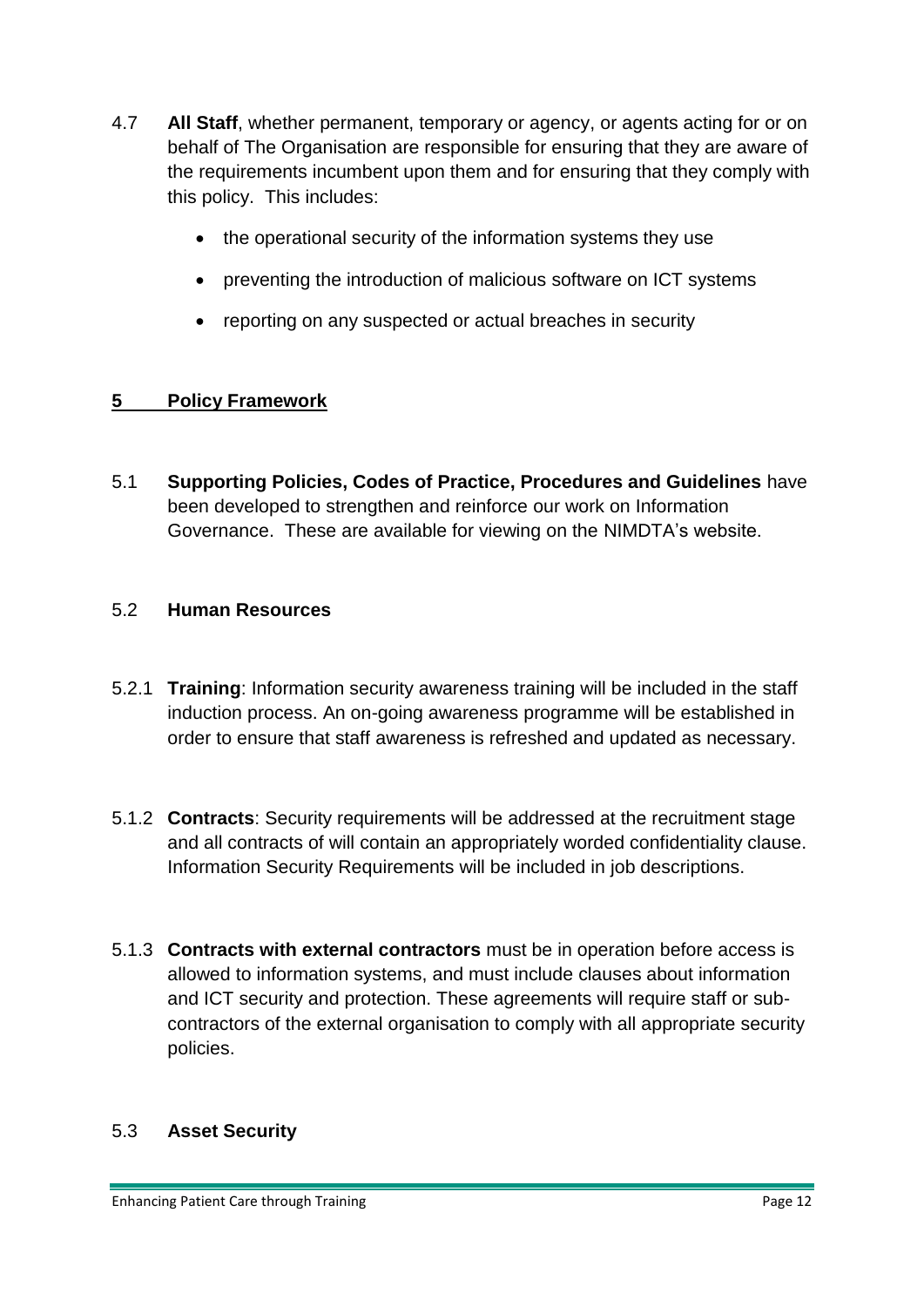4.7 **All Staff**, whether permanent, temporary or agency, or agents acting for or on behalf of The Organisation are responsible for ensuring that they are aware of the requirements incumbent upon them and for ensuring that they comply with this policy. This includes:

- the operational security of the information systems they use
- preventing the introduction of malicious software on ICT systems
- reporting on any suspected or actual breaches in security

## 5 Policy Framework

5.1 **Supporting Policies, Codes of Practice, Procedures and Guidelines** have been developed to strengthen and reinforce our work on Information Governance. These are available for viewing on the NIMDTA's website.

### 5.2 Human Resources

5.2.1 **Training**: Information security awareness training will be included in the staff induction process. An on-going awareness programme will be established in order to ensure that staff awareness is refreshed and updated as necessary.

5.1.2 **Contracts**: Security requirements will be addressed at the recruitment stage and all contracts of will contain an appropriately worded confidentiality clause. Information Security Requirements will be included in job descriptions.

5.1.3 **Contracts with external contractors** must be in operation before access is allowed to information systems, and must include clauses about information and ICT security and protection. These agreements will require staff or sub-contractors of the external organisation to comply with all appropriate security policies.

### 5.3 Asset Security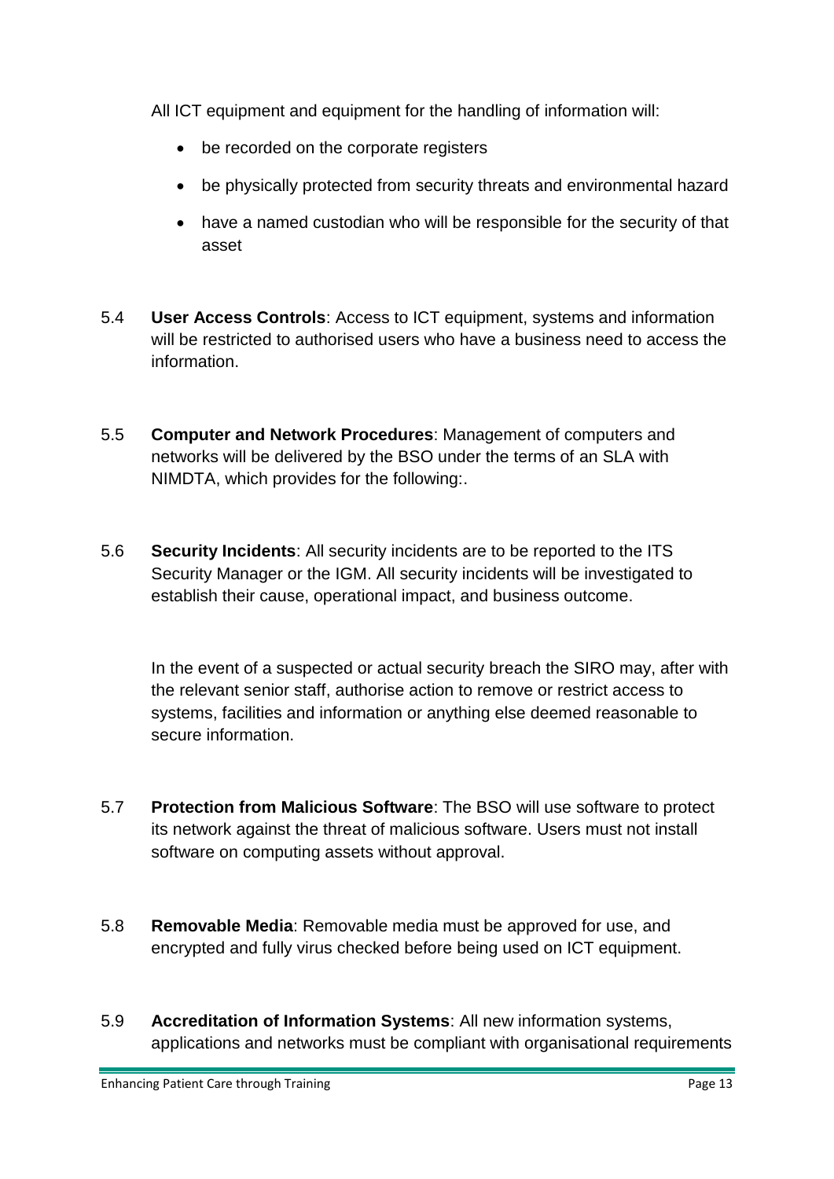All ICT equipment and equipment for the handling of information will:

- be recorded on the corporate registers
- be physically protected from security threats and environmental hazard
- have a named custodian who will be responsible for the security of that asset

5.4 **User Access Controls**: Access to ICT equipment, systems and information will be restricted to authorised users who have a business need to access the information.

5.5 **Computer and Network Procedures**: Management of computers and networks will be delivered by the BSO under the terms of an SLA with NIMDTA, which provides for the following:.

5.6 **Security Incidents**: All security incidents are to be reported to the ITS Security Manager or the IGM. All security incidents will be investigated to establish their cause, operational impact, and business outcome.

In the event of a suspected or actual security breach the SIRO may, after with the relevant senior staff, authorise action to remove or restrict access to systems, facilities and information or anything else deemed reasonable to secure information.

5.7 **Protection from Malicious Software**: The BSO will use software to protect its network against the threat of malicious software. Users must not install software on computing assets without approval.

5.8 **Removable Media**: Removable media must be approved for use, and encrypted and fully virus checked before being used on ICT equipment.

5.9 **Accreditation of Information Systems**: All new information systems, applications and networks must be compliant with organisational requirements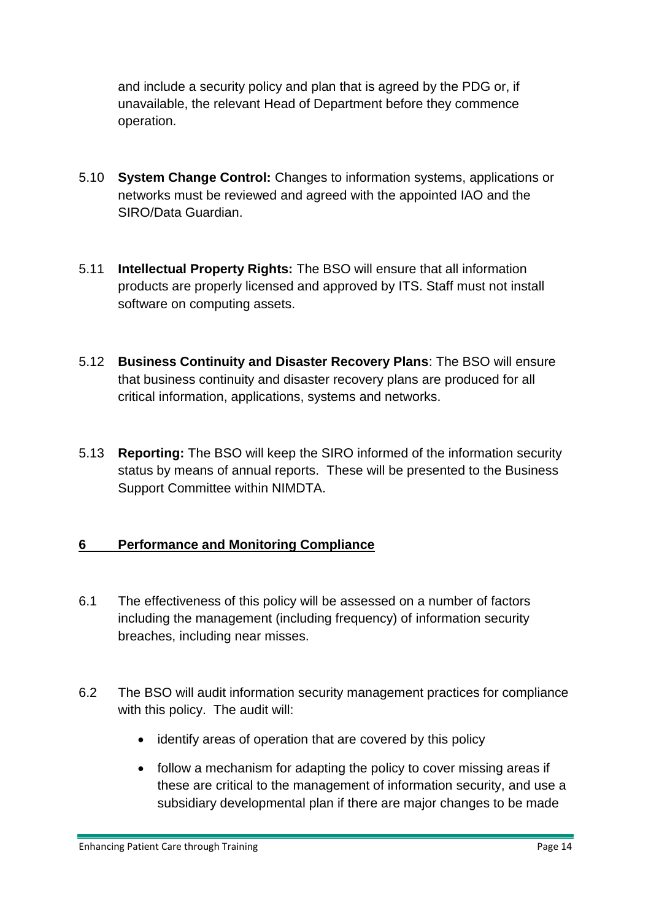and include a security policy and plan that is agreed by the PDG or, if unavailable, the relevant Head of Department before they commence operation.

5.10 **System Change Control:** Changes to information systems, applications or networks must be reviewed and agreed with the appointed IAO and the SIRO/Data Guardian.

5.11 **Intellectual Property Rights:** The BSO will ensure that all information products are properly licensed and approved by ITS. Staff must not install software on computing assets.

5.12 **Business Continuity and Disaster Recovery Plans**: The BSO will ensure that business continuity and disaster recovery plans are produced for all critical information, applications, systems and networks.

5.13 **Reporting:** The BSO will keep the SIRO informed of the information security status by means of annual reports. These will be presented to the Business Support Committee within NIMDTA.

## 6 Performance and Monitoring Compliance

6.1 The effectiveness of this policy will be assessed on a number of factors including the management (including frequency) of information security breaches, including near misses.

6.2 The BSO will audit information security management practices for compliance with this policy. The audit will:

- identify areas of operation that are covered by this policy
- follow a mechanism for adapting the policy to cover missing areas if these are critical to the management of information security, and use a subsidiary developmental plan if there are major changes to be made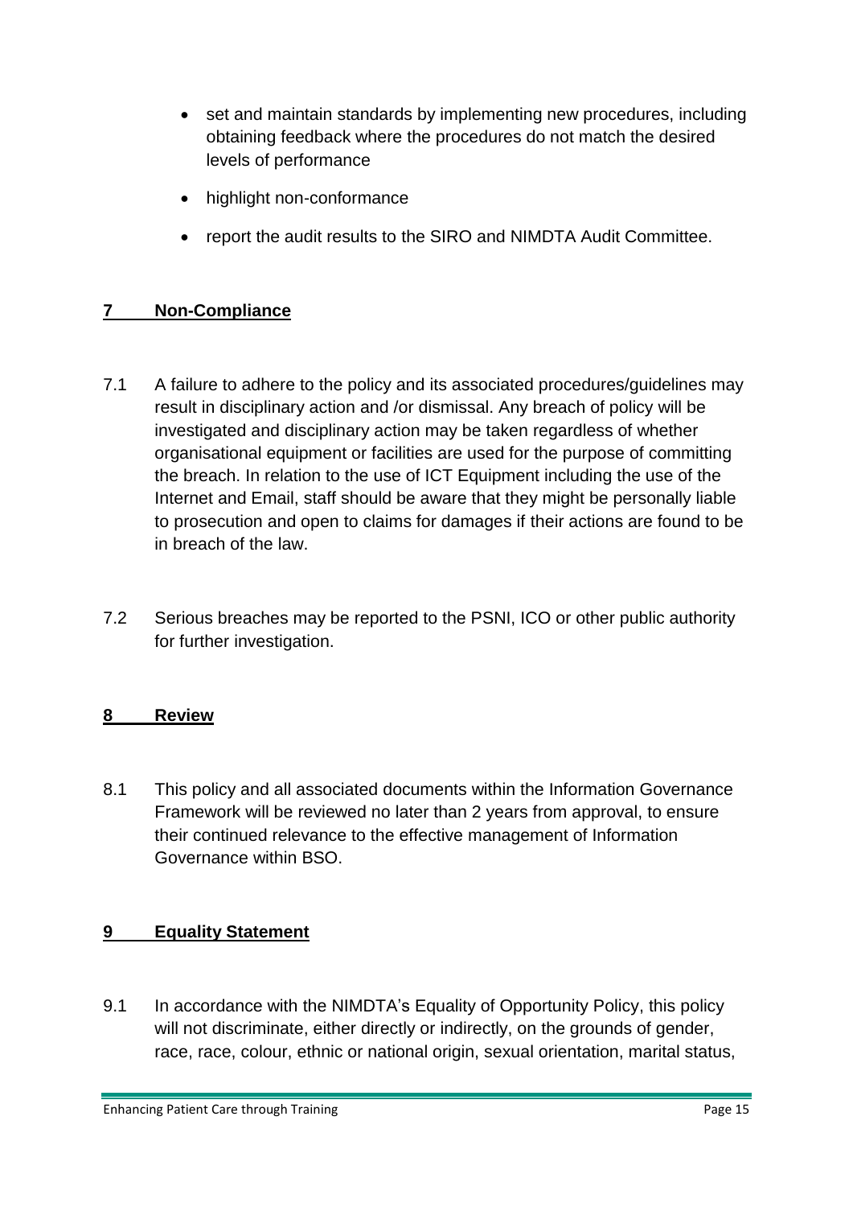- set and maintain standards by implementing new procedures, including obtaining feedback where the procedures do not match the desired levels of performance
- highlight non-conformance
- report the audit results to the SIRO and NIMDTA Audit Committee.

## 7 Non-Compliance

7.1 A failure to adhere to the policy and its associated procedures/guidelines may result in disciplinary action and /or dismissal. Any breach of policy will be investigated and disciplinary action may be taken regardless of whether organisational equipment or facilities are used for the purpose of committing the breach. In relation to the use of ICT Equipment including the use of the Internet and Email, staff should be aware that they might be personally liable to prosecution and open to claims for damages if their actions are found to be in breach of the law.

7.2 Serious breaches may be reported to the PSNI, ICO or other public authority for further investigation.

## 8 Review

8.1 This policy and all associated documents within the Information Governance Framework will be reviewed no later than 2 years from approval, to ensure their continued relevance to the effective management of Information Governance within BSO.

## 9 Equality Statement

9.1 In accordance with the NIMDTA's Equality of Opportunity Policy, this policy will not discriminate, either directly or indirectly, on the grounds of gender, race, race, colour, ethnic or national origin, sexual orientation, marital status,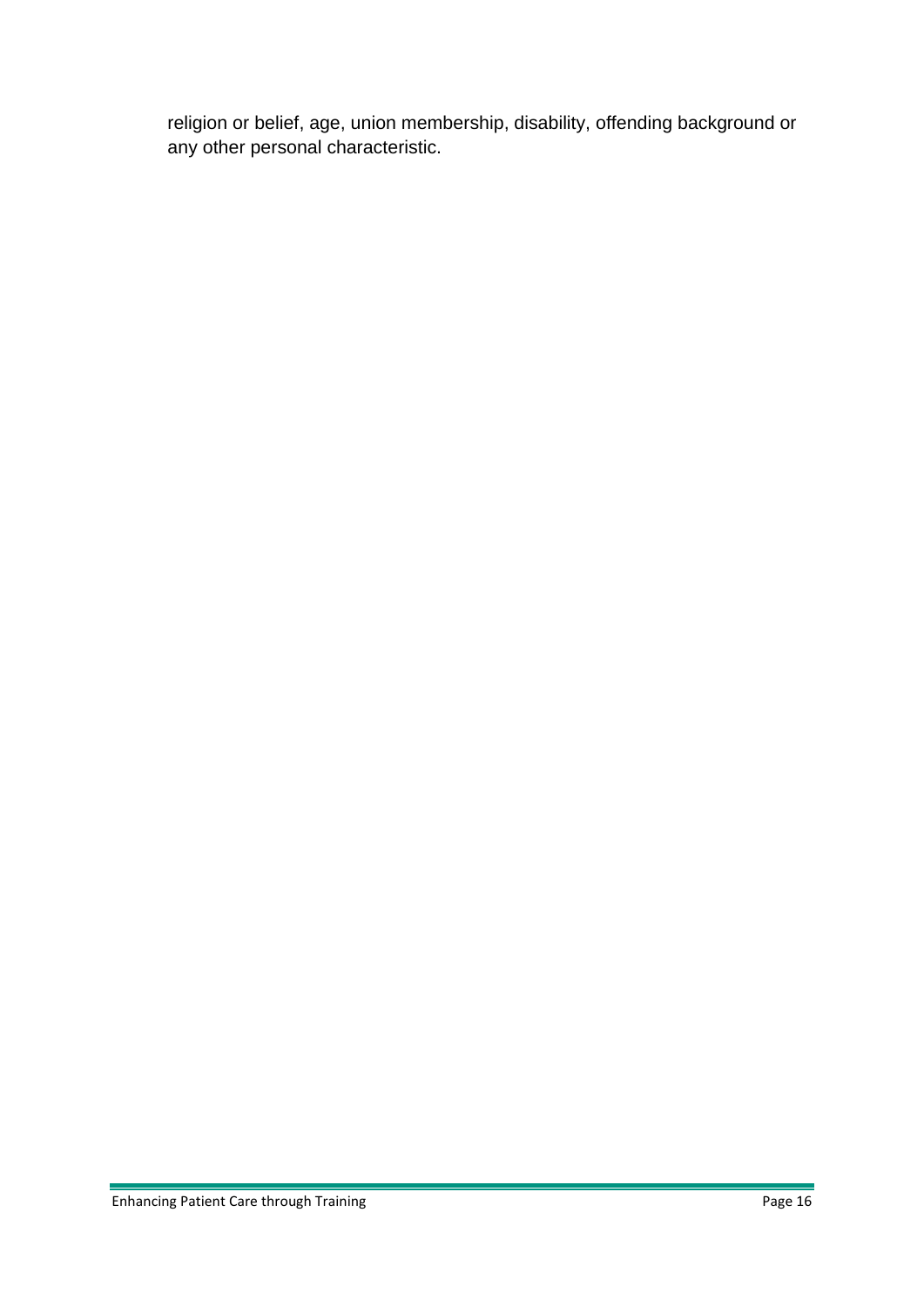religion or belief, age, union membership, disability, offending background or any other personal characteristic.